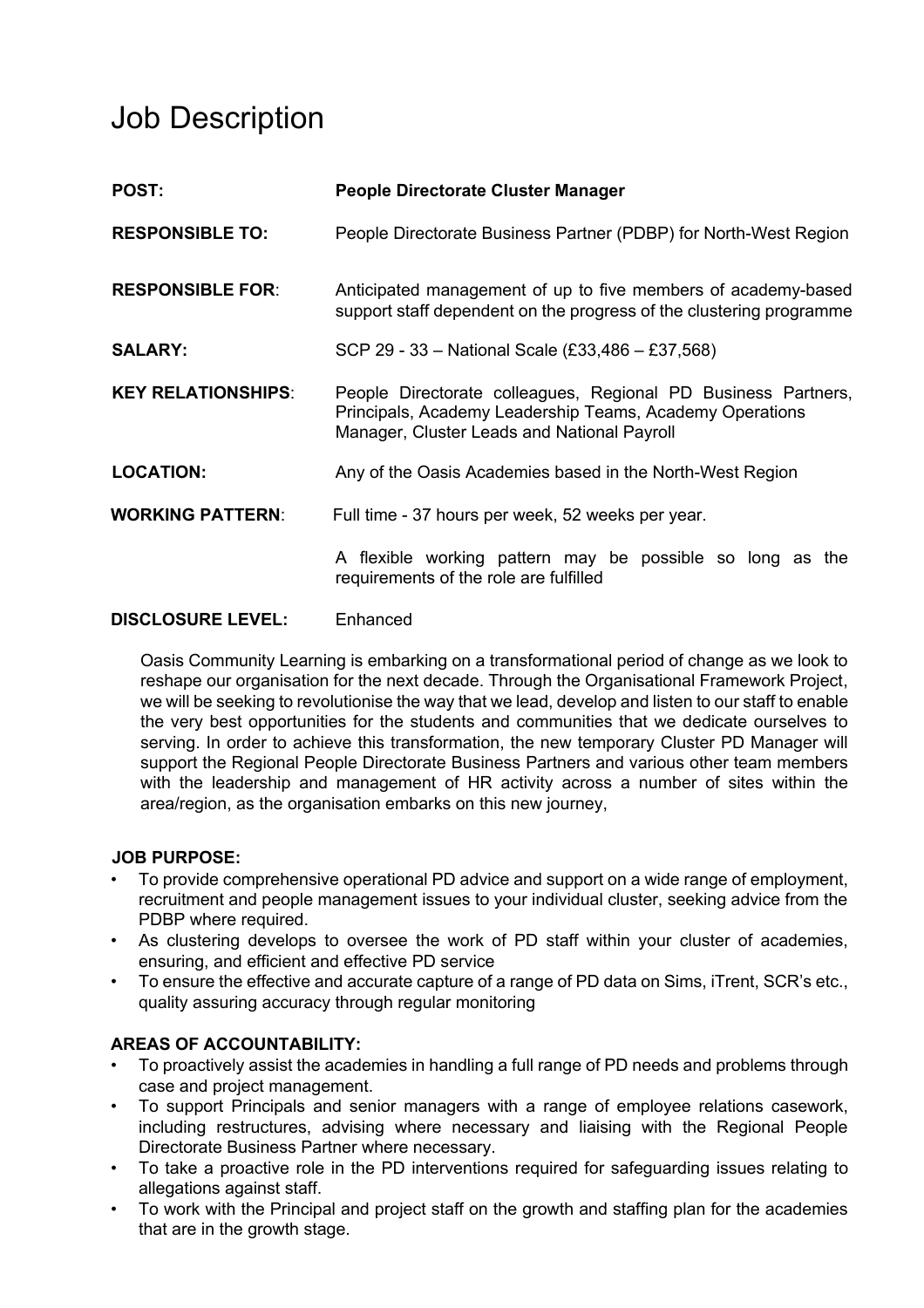# Job Description

| | |
|---|---|
| **POST:** | **People Directorate Cluster Manager** |
| **RESPONSIBLE TO:** | People Directorate Business Partner (PDBP) for North-West Region |
| **RESPONSIBLE FOR**: | Anticipated management of up to five members of academy-based support staff dependent on the progress of the clustering programme |
| **SALARY:** | SCP 29 - 33 – National Scale (£33,486 – £37,568) |
| **KEY RELATIONSHIPS**: | People Directorate colleagues, Regional PD Business Partners, Principals, Academy Leadership Teams, Academy Operations Manager, Cluster Leads and National Payroll |
| **LOCATION:** | Any of the Oasis Academies based in the North-West Region |
| **WORKING PATTERN**: | Full time - 37 hours per week, 52 weeks per year.<br><br>A flexible working pattern may be possible so long as the requirements of the role are fulfilled |
| **DISCLOSURE LEVEL:** | Enhanced |

Oasis Community Learning is embarking on a transformational period of change as we look to reshape our organisation for the next decade. Through the Organisational Framework Project, we will be seeking to revolutionise the way that we lead, develop and listen to our staff to enable the very best opportunities for the students and communities that we dedicate ourselves to serving. In order to achieve this transformation, the new temporary Cluster PD Manager will support the Regional People Directorate Business Partners and various other team members with the leadership and management of HR activity across a number of sites within the area/region, as the organisation embarks on this new journey,

**JOB PURPOSE:**

- To provide comprehensive operational PD advice and support on a wide range of employment, recruitment and people management issues to your individual cluster, seeking advice from the PDBP where required.
- As clustering develops to oversee the work of PD staff within your cluster of academies, ensuring, and efficient and effective PD service
- To ensure the effective and accurate capture of a range of PD data on Sims, iTrent, SCR's etc., quality assuring accuracy through regular monitoring

**AREAS OF ACCOUNTABILITY:**

- To proactively assist the academies in handling a full range of PD needs and problems through case and project management.
- To support Principals and senior managers with a range of employee relations casework, including restructures, advising where necessary and liaising with the Regional People Directorate Business Partner where necessary.
- To take a proactive role in the PD interventions required for safeguarding issues relating to allegations against staff.
- To work with the Principal and project staff on the growth and staffing plan for the academies that are in the growth stage.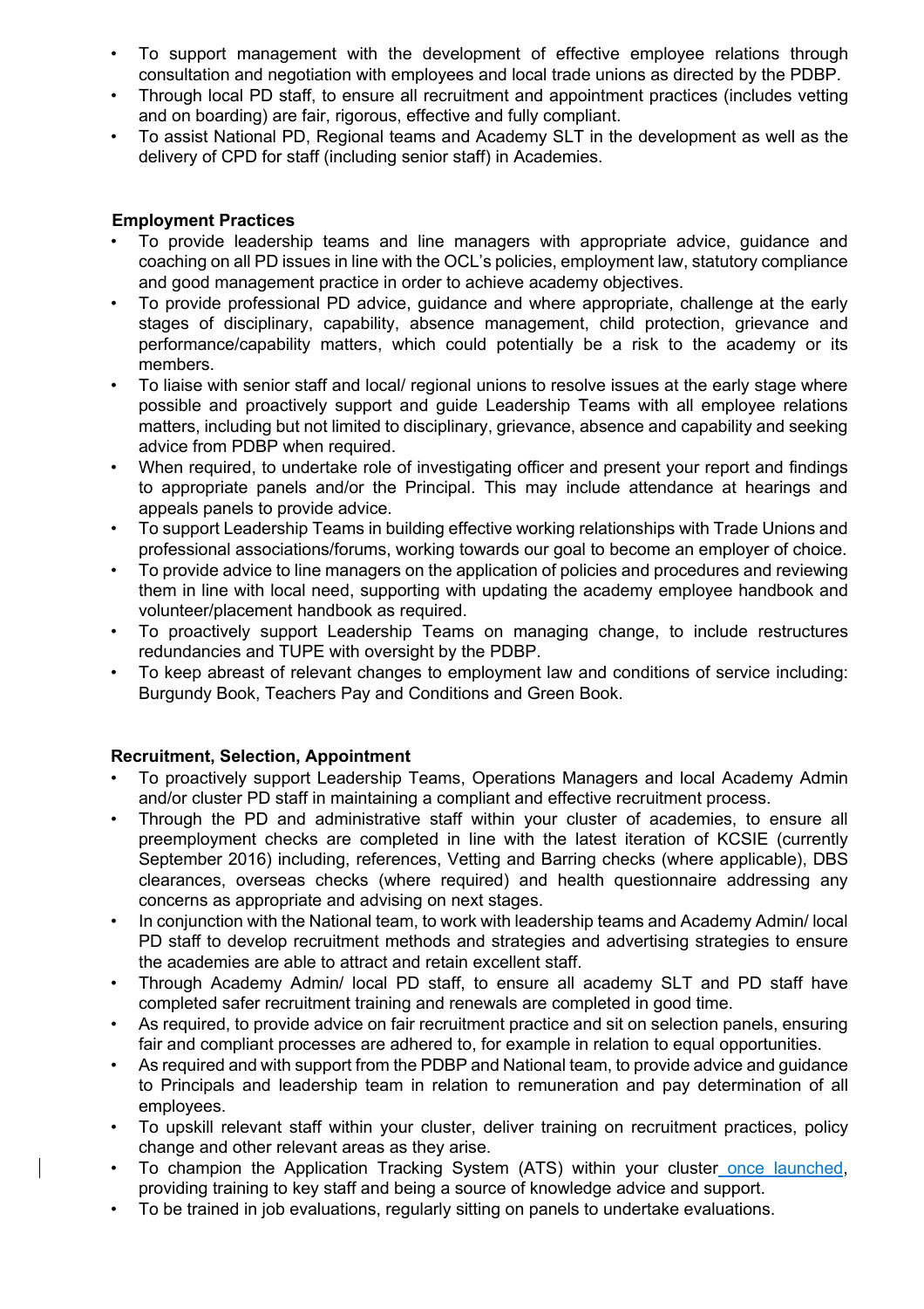- To support management with the development of effective employee relations through consultation and negotiation with employees and local trade unions as directed by the PDBP.
- Through local PD staff, to ensure all recruitment and appointment practices (includes vetting and on boarding) are fair, rigorous, effective and fully compliant.
- To assist National PD, Regional teams and Academy SLT in the development as well as the delivery of CPD for staff (including senior staff) in Academies.

**Employment Practices**

- To provide leadership teams and line managers with appropriate advice, guidance and coaching on all PD issues in line with the OCL's policies, employment law, statutory compliance and good management practice in order to achieve academy objectives.
- To provide professional PD advice, guidance and where appropriate, challenge at the early stages of disciplinary, capability, absence management, child protection, grievance and performance/capability matters, which could potentially be a risk to the academy or its members.
- To liaise with senior staff and local/ regional unions to resolve issues at the early stage where possible and proactively support and guide Leadership Teams with all employee relations matters, including but not limited to disciplinary, grievance, absence and capability and seeking advice from PDBP when required.
- When required, to undertake role of investigating officer and present your report and findings to appropriate panels and/or the Principal. This may include attendance at hearings and appeals panels to provide advice.
- To support Leadership Teams in building effective working relationships with Trade Unions and professional associations/forums, working towards our goal to become an employer of choice.
- To provide advice to line managers on the application of policies and procedures and reviewing them in line with local need, supporting with updating the academy employee handbook and volunteer/placement handbook as required.
- To proactively support Leadership Teams on managing change, to include restructures redundancies and TUPE with oversight by the PDBP.
- To keep abreast of relevant changes to employment law and conditions of service including: Burgundy Book, Teachers Pay and Conditions and Green Book.

**Recruitment, Selection, Appointment**

- To proactively support Leadership Teams, Operations Managers and local Academy Admin and/or cluster PD staff in maintaining a compliant and effective recruitment process.
- Through the PD and administrative staff within your cluster of academies, to ensure all preemployment checks are completed in line with the latest iteration of KCSIE (currently September 2016) including, references, Vetting and Barring checks (where applicable), DBS clearances, overseas checks (where required) and health questionnaire addressing any concerns as appropriate and advising on next stages.
- In conjunction with the National team, to work with leadership teams and Academy Admin/ local PD staff to develop recruitment methods and strategies and advertising strategies to ensure the academies are able to attract and retain excellent staff.
- Through Academy Admin/ local PD staff, to ensure all academy SLT and PD staff have completed safer recruitment training and renewals are completed in good time.
- As required, to provide advice on fair recruitment practice and sit on selection panels, ensuring fair and compliant processes are adhered to, for example in relation to equal opportunities.
- As required and with support from the PDBP and National team, to provide advice and guidance to Principals and leadership team in relation to remuneration and pay determination of all employees.
- To upskill relevant staff within your cluster, deliver training on recruitment practices, policy change and other relevant areas as they arise.
- To champion the Application Tracking System (ATS) within your cluster once launched, providing training to key staff and being a source of knowledge advice and support.
- To be trained in job evaluations, regularly sitting on panels to undertake evaluations.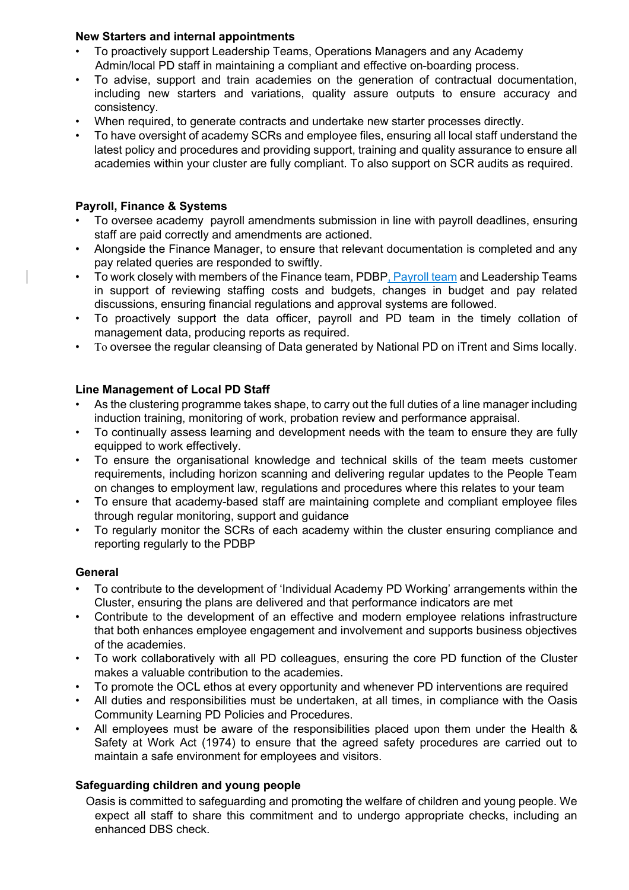**New Starters and internal appointments**

- To proactively support Leadership Teams, Operations Managers and any Academy Admin/local PD staff in maintaining a compliant and effective on-boarding process.
- To advise, support and train academies on the generation of contractual documentation, including new starters and variations, quality assure outputs to ensure accuracy and consistency.
- When required, to generate contracts and undertake new starter processes directly.
- To have oversight of academy SCRs and employee files, ensuring all local staff understand the latest policy and procedures and providing support, training and quality assurance to ensure all academies within your cluster are fully compliant. To also support on SCR audits as required.

**Payroll, Finance & Systems**

- To oversee academy payroll amendments submission in line with payroll deadlines, ensuring staff are paid correctly and amendments are actioned.
- Alongside the Finance Manager, to ensure that relevant documentation is completed and any pay related queries are responded to swiftly.
- To work closely with members of the Finance team, PDBP, Payroll team and Leadership Teams in support of reviewing staffing costs and budgets, changes in budget and pay related discussions, ensuring financial regulations and approval systems are followed.
- To proactively support the data officer, payroll and PD team in the timely collation of management data, producing reports as required.
- To oversee the regular cleansing of Data generated by National PD on iTrent and Sims locally.

**Line Management of Local PD Staff**

- As the clustering programme takes shape, to carry out the full duties of a line manager including induction training, monitoring of work, probation review and performance appraisal.
- To continually assess learning and development needs with the team to ensure they are fully equipped to work effectively.
- To ensure the organisational knowledge and technical skills of the team meets customer requirements, including horizon scanning and delivering regular updates to the People Team on changes to employment law, regulations and procedures where this relates to your team
- To ensure that academy-based staff are maintaining complete and compliant employee files through regular monitoring, support and guidance
- To regularly monitor the SCRs of each academy within the cluster ensuring compliance and reporting regularly to the PDBP

**General**

- To contribute to the development of 'Individual Academy PD Working' arrangements within the Cluster, ensuring the plans are delivered and that performance indicators are met
- Contribute to the development of an effective and modern employee relations infrastructure that both enhances employee engagement and involvement and supports business objectives of the academies.
- To work collaboratively with all PD colleagues, ensuring the core PD function of the Cluster makes a valuable contribution to the academies.
- To promote the OCL ethos at every opportunity and whenever PD interventions are required
- All duties and responsibilities must be undertaken, at all times, in compliance with the Oasis Community Learning PD Policies and Procedures.
- All employees must be aware of the responsibilities placed upon them under the Health & Safety at Work Act (1974) to ensure that the agreed safety procedures are carried out to maintain a safe environment for employees and visitors.

**Safeguarding children and young people**

Oasis is committed to safeguarding and promoting the welfare of children and young people. We expect all staff to share this commitment and to undergo appropriate checks, including an enhanced DBS check.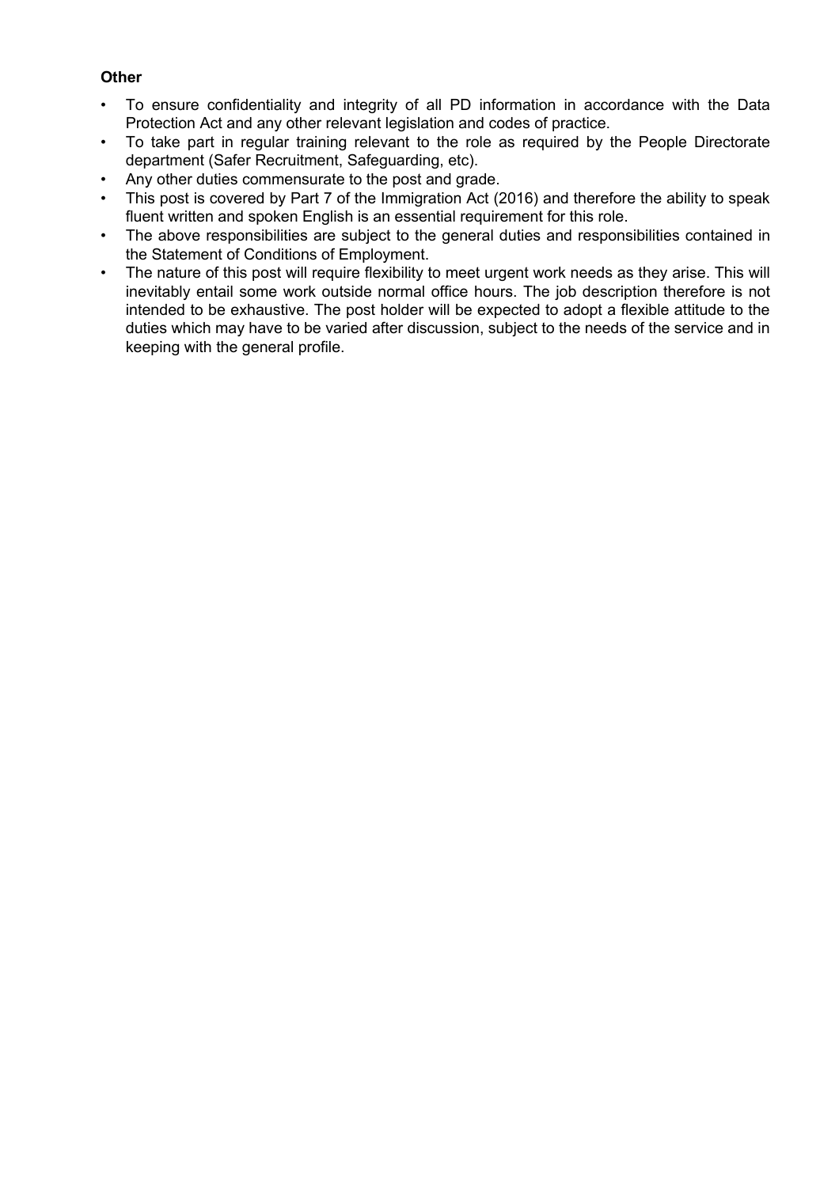**Other**

- To ensure confidentiality and integrity of all PD information in accordance with the Data Protection Act and any other relevant legislation and codes of practice.
- To take part in regular training relevant to the role as required by the People Directorate department (Safer Recruitment, Safeguarding, etc).
- Any other duties commensurate to the post and grade.
- This post is covered by Part 7 of the Immigration Act (2016) and therefore the ability to speak fluent written and spoken English is an essential requirement for this role.
- The above responsibilities are subject to the general duties and responsibilities contained in the Statement of Conditions of Employment.
- The nature of this post will require flexibility to meet urgent work needs as they arise. This will inevitably entail some work outside normal office hours. The job description therefore is not intended to be exhaustive. The post holder will be expected to adopt a flexible attitude to the duties which may have to be varied after discussion, subject to the needs of the service and in keeping with the general profile.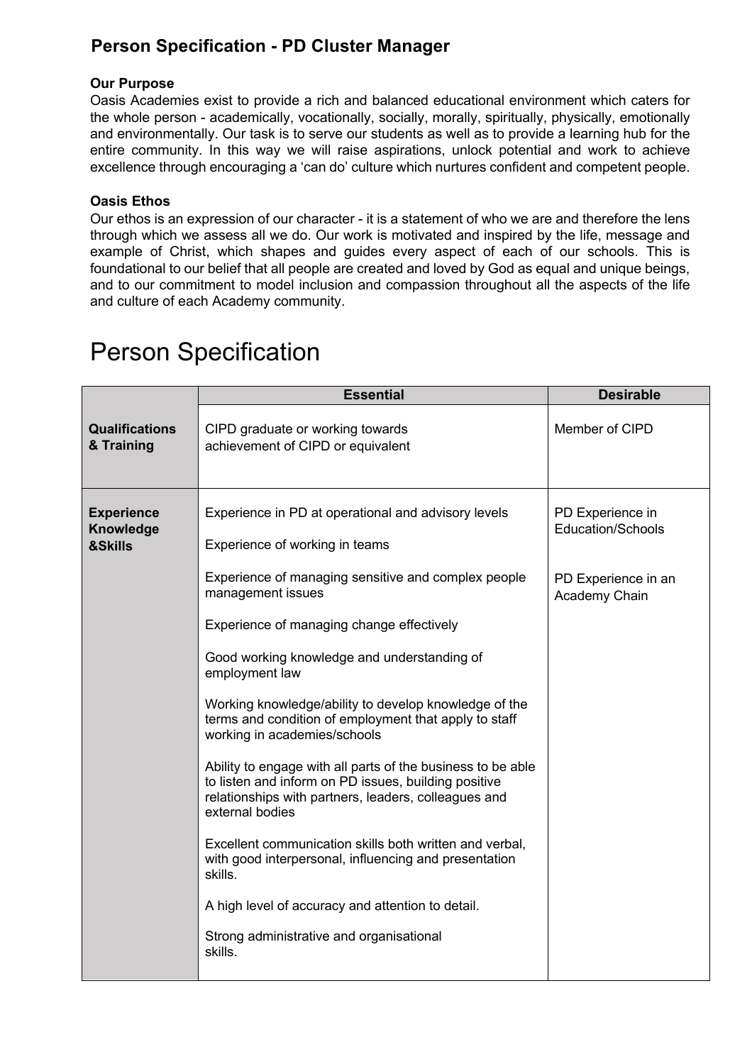## Person Specification - PD Cluster Manager

**Our Purpose**

Oasis Academies exist to provide a rich and balanced educational environment which caters for the whole person - academically, vocationally, socially, morally, spiritually, physically, emotionally and environmentally. Our task is to serve our students as well as to provide a learning hub for the entire community. In this way we will raise aspirations, unlock potential and work to achieve excellence through encouraging a 'can do' culture which nurtures confident and competent people.

**Oasis Ethos**

Our ethos is an expression of our character - it is a statement of who we are and therefore the lens through which we assess all we do. Our work is motivated and inspired by the life, message and example of Christ, which shapes and guides every aspect of each of our schools. This is foundational to our belief that all people are created and loved by God as equal and unique beings, and to our commitment to model inclusion and compassion throughout all the aspects of the life and culture of each Academy community.

# Person Specification

| | Essential | Desirable |
|---|---|---|
| **Qualifications & Training** | CIPD graduate or working towards achievement of CIPD or equivalent | Member of CIPD |
| **Experience Knowledge &Skills** | Experience in PD at operational and advisory levels<br><br>Experience of working in teams<br><br>Experience of managing sensitive and complex people management issues<br><br>Experience of managing change effectively<br><br>Good working knowledge and understanding of employment law<br><br>Working knowledge/ability to develop knowledge of the terms and condition of employment that apply to staff working in academies/schools<br><br>Ability to engage with all parts of the business to be able to listen and inform on PD issues, building positive relationships with partners, leaders, colleagues and external bodies<br><br>Excellent communication skills both written and verbal, with good interpersonal, influencing and presentation skills.<br><br>A high level of accuracy and attention to detail.<br><br>Strong administrative and organisational skills. | PD Experience in Education/Schools<br><br>PD Experience in an Academy Chain |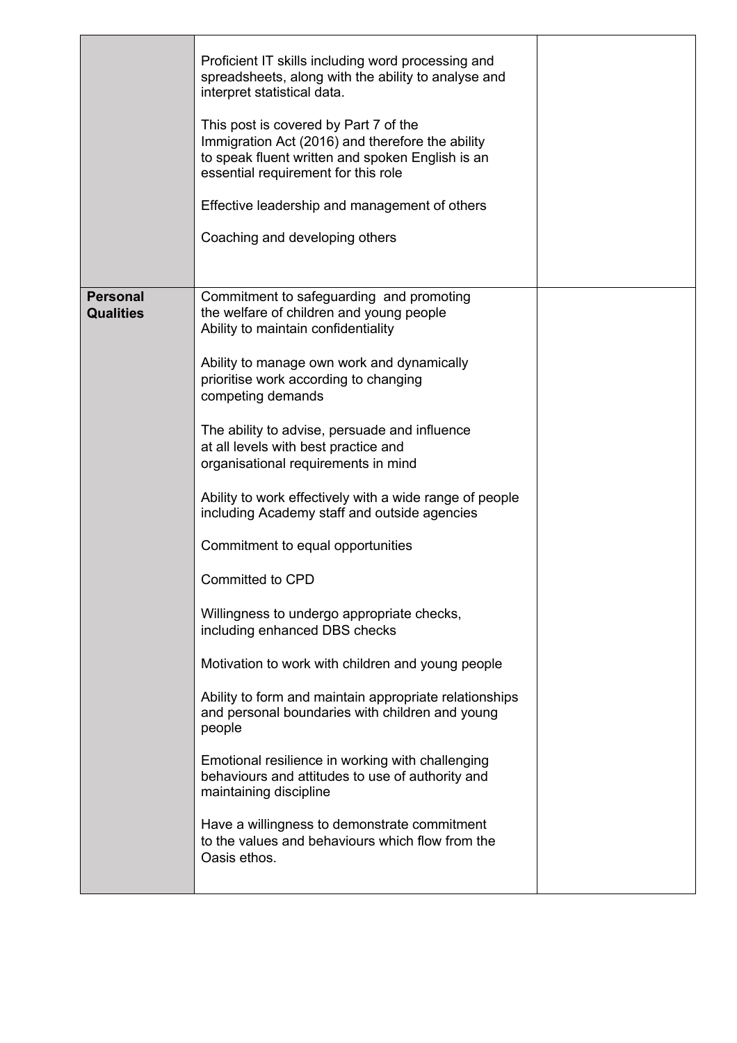| | | |
|---|---|---|
| | Proficient IT skills including word processing and spreadsheets, along with the ability to analyse and interpret statistical data.<br><br>This post is covered by Part 7 of the Immigration Act (2016) and therefore the ability to speak fluent written and spoken English is an essential requirement for this role<br><br>Effective leadership and management of others<br><br>Coaching and developing others | |
| **Personal Qualities** | Commitment to safeguarding and promoting the welfare of children and young people<br>Ability to maintain confidentiality<br><br>Ability to manage own work and dynamically prioritise work according to changing competing demands<br><br>The ability to advise, persuade and influence at all levels with best practice and organisational requirements in mind<br><br>Ability to work effectively with a wide range of people including Academy staff and outside agencies<br><br>Commitment to equal opportunities<br><br>Committed to CPD<br><br>Willingness to undergo appropriate checks, including enhanced DBS checks<br><br>Motivation to work with children and young people<br><br>Ability to form and maintain appropriate relationships and personal boundaries with children and young people<br><br>Emotional resilience in working with challenging behaviours and attitudes to use of authority and maintaining discipline<br><br>Have a willingness to demonstrate commitment to the values and behaviours which flow from the Oasis ethos. | |